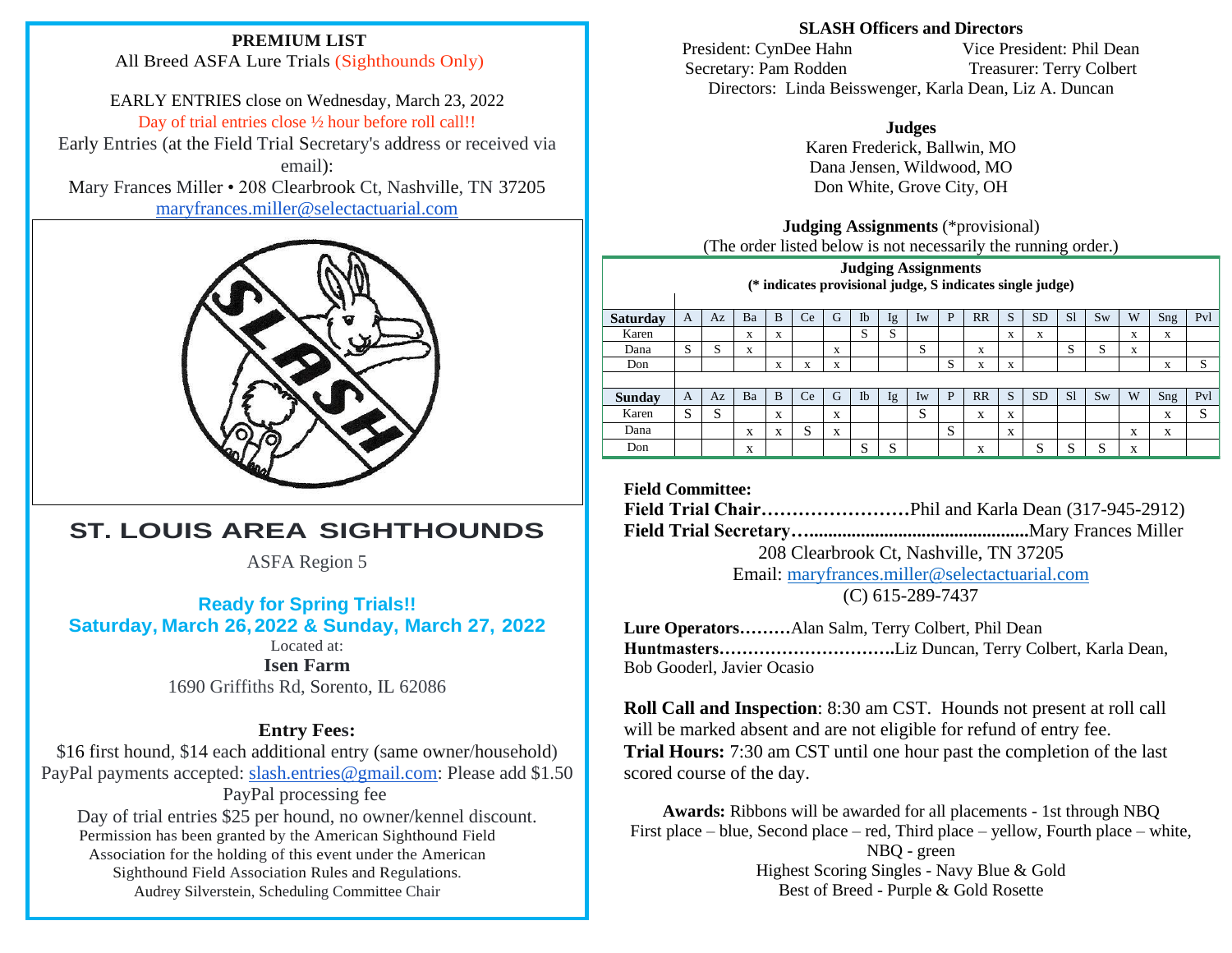**PREMIUM LIST**

All Breed ASFA Lure Trials (Sighthounds Only)

EARLY ENTRIES close on Wednesday, March 23, 2022

Day of trial entries close ½ hour before roll call!!

Early Entries (at the Field Trial Secretary's address or received via email):

Mary Frances Miller • 208 Clearbrook Ct, Nashville, TN 37205

maryfrances.miller@selectactuarial.com

# ST. LOUIS AREA SIGHTHOUNDS

ASFA Region 5

## Ready for Spring Trials!!

## Saturday, March 26, 2022 & Sunday, March 27, 2022

Located at:

**Isen Farm**

1690 Griffiths Rd, Sorento, IL 62086

### Entry Fees:

$16 first hound, $14 each additional entry (same owner/household)

PayPal payments accepted: slash.entries@gmail.com: Please add $1.50 PayPal processing fee

Day of trial entries $25 per hound, no owner/kennel discount.

Permission has been granted by the American Sighthound Field Association for the holding of this event under the American Sighthound Field Association Rules and Regulations.

Audrey Silverstein, Scheduling Committee Chair

**SLASH Officers and Directors**

President: CynDee Hahn    Vice President: Phil Dean

Secretary: Pam Rodden    Treasurer: Terry Colbert

Directors: Linda Beisswenger, Karla Dean, Liz A. Duncan

**Judges**

Karen Frederick, Ballwin, MO

Dana Jensen, Wildwood, MO

Don White, Grove City, OH

**Judging Assignments** (*provisional)

(The order listed below is not necessarily the running order.)

**Judging Assignments**

**(* indicates provisional judge, S indicates single judge)**

| **Saturday** | A | Az | Ba | B | Ce | G | Ib | Ig | Iw | P | RR | S | SD | Sl | Sw | W | Sng | Pvl |
|---|---|---|---|---|---|---|---|---|---|---|---|---|---|---|---|---|---|---|
| Karen | | | x | x | | | S | S | | | | x | x | | | x | x | |
| Dana | S | S | x | | | x | | | S | | x | | | S | S | x | | |
| Don | | | | x | x | x | | | | S | x | x | | | | | x | S |
| | | | | | | | | | | | | | | | | | | |
| **Sunday** | A | Az | Ba | B | Ce | G | Ib | Ig | Iw | P | RR | S | SD | Sl | Sw | W | Sng | Pvl |
| Karen | S | S | | x | | x | | | S | | x | x | | | | | x | S |
| Dana | | | x | x | S | x | | | | S | | x | | | | x | x | |
| Don | | | x | | | | S | S | | | x | | S | S | S | x | | |

**Field Committee:**

**Field Trial Chair……………………**Phil and Karla Dean (317-945-2912)

**Field Trial Secretary…..............................................**Mary Frances Miller

208 Clearbrook Ct, Nashville, TN 37205

Email: maryfrances.miller@selectactuarial.com

(C) 615-289-7437

**Lure Operators………**Alan Salm, Terry Colbert, Phil Dean

**Huntmasters………………………….**Liz Duncan, Terry Colbert, Karla Dean, Bob Gooderl, Javier Ocasio

**Roll Call and Inspection**: 8:30 am CST. Hounds not present at roll call will be marked absent and are not eligible for refund of entry fee.

**Trial Hours:** 7:30 am CST until one hour past the completion of the last scored course of the day.

**Awards:** Ribbons will be awarded for all placements - 1st through NBQ

First place – blue, Second place – red, Third place – yellow, Fourth place – white, NBQ - green

Highest Scoring Singles - Navy Blue & Gold

Best of Breed - Purple & Gold Rosette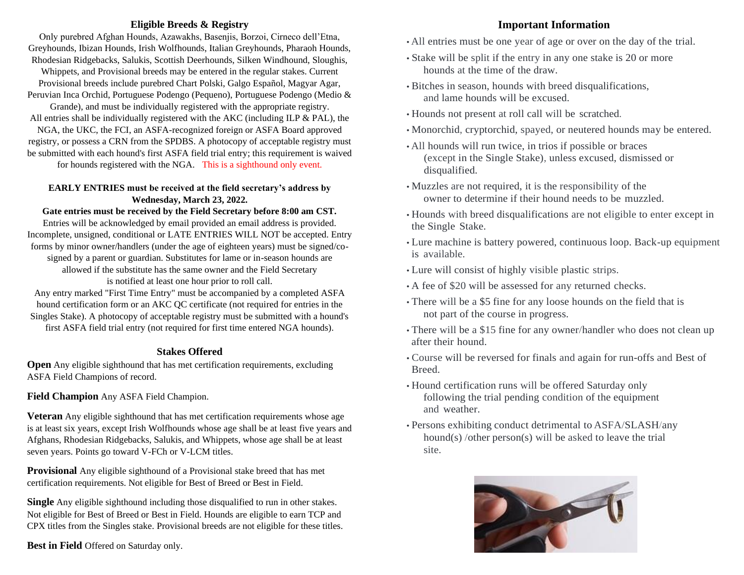## Eligible Breeds & Registry

Only purebred Afghan Hounds, Azawakhs, Basenjis, Borzoi, Cirneco dell'Etna, Greyhounds, Ibizan Hounds, Irish Wolfhounds, Italian Greyhounds, Pharaoh Hounds, Rhodesian Ridgebacks, Salukis, Scottish Deerhounds, Silken Windhound, Sloughis, Whippets, and Provisional breeds may be entered in the regular stakes. Current Provisional breeds include purebred Chart Polski, Galgo Español, Magyar Agar, Peruvian Inca Orchid, Portuguese Podengo (Pequeno), Portuguese Podengo (Medio & Grande), and must be individually registered with the appropriate registry. All entries shall be individually registered with the AKC (including ILP & PAL), the NGA, the UKC, the FCI, an ASFA-recognized foreign or ASFA Board approved registry, or possess a CRN from the SPDBS. A photocopy of acceptable registry must be submitted with each hound's first ASFA field trial entry; this requirement is waived for hounds registered with the NGA. This is a sighthound only event.

**EARLY ENTRIES must be received at the field secretary's address by Wednesday, March 23, 2022.**

**Gate entries must be received by the Field Secretary before 8:00 am CST.**

Entries will be acknowledged by email provided an email address is provided. Incomplete, unsigned, conditional or LATE ENTRIES WILL NOT be accepted. Entry forms by minor owner/handlers (under the age of eighteen years) must be signed/co-signed by a parent or guardian. Substitutes for lame or in-season hounds are allowed if the substitute has the same owner and the Field Secretary is notified at least one hour prior to roll call.

Any entry marked "First Time Entry" must be accompanied by a completed ASFA hound certification form or an AKC QC certificate (not required for entries in the Singles Stake). A photocopy of acceptable registry must be submitted with a hound's first ASFA field trial entry (not required for first time entered NGA hounds).

## Stakes Offered

**Open** Any eligible sighthound that has met certification requirements, excluding ASFA Field Champions of record.

**Field Champion** Any ASFA Field Champion.

**Veteran** Any eligible sighthound that has met certification requirements whose age is at least six years, except Irish Wolfhounds whose age shall be at least five years and Afghans, Rhodesian Ridgebacks, Salukis, and Whippets, whose age shall be at least seven years. Points go toward V-FCh or V-LCM titles.

**Provisional** Any eligible sighthound of a Provisional stake breed that has met certification requirements. Not eligible for Best of Breed or Best in Field.

**Single** Any eligible sighthound including those disqualified to run in other stakes. Not eligible for Best of Breed or Best in Field. Hounds are eligible to earn TCP and CPX titles from the Singles stake. Provisional breeds are not eligible for these titles.

**Best in Field** Offered on Saturday only.

## Important Information

- All entries must be one year of age or over on the day of the trial.
- Stake will be split if the entry in any one stake is 20 or more hounds at the time of the draw.
- Bitches in season, hounds with breed disqualifications, and lame hounds will be excused.
- Hounds not present at roll call will be scratched.
- Monorchid, cryptorchid, spayed, or neutered hounds may be entered.
- All hounds will run twice, in trios if possible or braces (except in the Single Stake), unless excused, dismissed or disqualified.
- Muzzles are not required, it is the responsibility of the owner to determine if their hound needs to be muzzled.
- Hounds with breed disqualifications are not eligible to enter except in the Single Stake.
- Lure machine is battery powered, continuous loop. Back-up equipment is available.
- Lure will consist of highly visible plastic strips.
- A fee of $20 will be assessed for any returned checks.
- There will be a $5 fine for any loose hounds on the field that is not part of the course in progress.
- There will be a $15 fine for any owner/handler who does not clean up after their hound.
- Course will be reversed for finals and again for run-offs and Best of Breed.
- Hound certification runs will be offered Saturday only following the trial pending condition of the equipment and weather.
- Persons exhibiting conduct detrimental to ASFA/SLASH/any hound(s) /other person(s) will be asked to leave the trial site.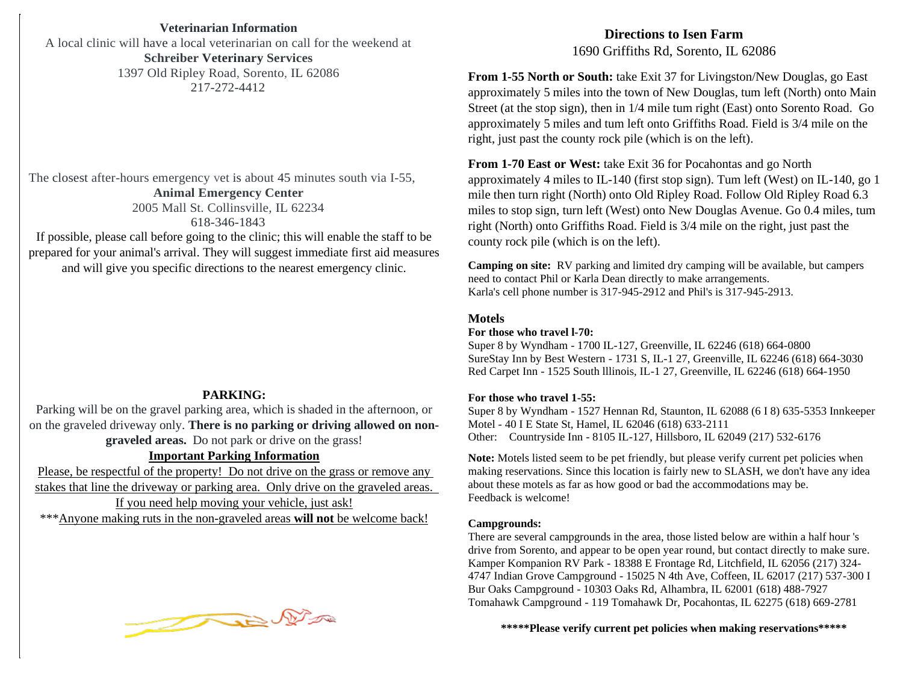## Veterinarian Information

A local clinic will have a local veterinarian on call for the weekend at
**Schreiber Veterinary Services**
1397 Old Ripley Road, Sorento, IL 62086
217-272-4412

The closest after-hours emergency vet is about 45 minutes south via I-55,
**Animal Emergency Center**
2005 Mall St. Collinsville, IL 62234
618-346-1843

If possible, please call before going to the clinic; this will enable the staff to be prepared for your animal's arrival. They will suggest immediate first aid measures and will give you specific directions to the nearest emergency clinic.

## PARKING:

Parking will be on the gravel parking area, which is shaded in the afternoon, or on the graveled driveway only. **There is no parking or driving allowed on non-graveled areas.** Do not park or drive on the grass!

### Important Parking Information

Please, be respectful of the property! Do not drive on the grass or remove any stakes that line the driveway or parking area. Only drive on the graveled areas. If you need help moving your vehicle, just ask!

***Anyone making ruts in the non-graveled areas **will not** be welcome back!

## Directions to Isen Farm

1690 Griffiths Rd, Sorento, IL 62086

**From 1-55 North or South:** take Exit 37 for Livingston/New Douglas, go East approximately 5 miles into the town of New Douglas, tum left (North) onto Main Street (at the stop sign), then in 1/4 mile tum right (East) onto Sorento Road. Go approximately 5 miles and tum left onto Griffiths Road. Field is 3/4 mile on the right, just past the county rock pile (which is on the left).

**From 1-70 East or West:** take Exit 36 for Pocahontas and go North approximately 4 miles to IL-140 (first stop sign). Tum left (West) on IL-140, go 1 mile then turn right (North) onto Old Ripley Road. Follow Old Ripley Road 6.3 miles to stop sign, turn left (West) onto New Douglas Avenue. Go 0.4 miles, tum right (North) onto Griffiths Road. Field is 3/4 mile on the right, just past the county rock pile (which is on the left).

**Camping on site:** RV parking and limited dry camping will be available, but campers need to contact Phil or Karla Dean directly to make arrangements.
Karla's cell phone number is 317-945-2912 and Phil's is 317-945-2913.

### Motels

**For those who travel l-70:**
Super 8 by Wyndham - 1700 IL-127, Greenville, IL 62246 (618) 664-0800
SureStay Inn by Best Western - 1731 S, IL-1 27, Greenville, IL 62246 (618) 664-3030
Red Carpet Inn - 1525 South lllinois, IL-1 27, Greenville, IL 62246 (618) 664-1950

**For those who travel 1-55:**
Super 8 by Wyndham - 1527 Hennan Rd, Staunton, IL 62088 (6 I 8) 635-5353 Innkeeper Motel - 40 I E State St, Hamel, IL 62046 (618) 633-2111
Other: Countryside Inn - 8105 IL-127, Hillsboro, IL 62049 (217) 532-6176

**Note:** Motels listed seem to be pet friendly, but please verify current pet policies when making reservations. Since this location is fairly new to SLASH, we don't have any idea about these motels as far as how good or bad the accommodations may be.
Feedback is welcome!

**Campgrounds:**
There are several campgrounds in the area, those listed below are within a half hour 's drive from Sorento, and appear to be open year round, but contact directly to make sure.
Kamper Kompanion RV Park - 18388 E Frontage Rd, Litchfield, IL 62056 (217) 324-4747 Indian Grove Campground - 15025 N 4th Ave, Coffeen, IL 62017 (217) 537-300 I
Bur Oaks Campground - 10303 Oaks Rd, Alhambra, IL 62001 (618) 488-7927
Tomahawk Campground - 119 Tomahawk Dr, Pocahontas, IL 62275 (618) 669-2781

*****Please verify current pet policies when making reservations*****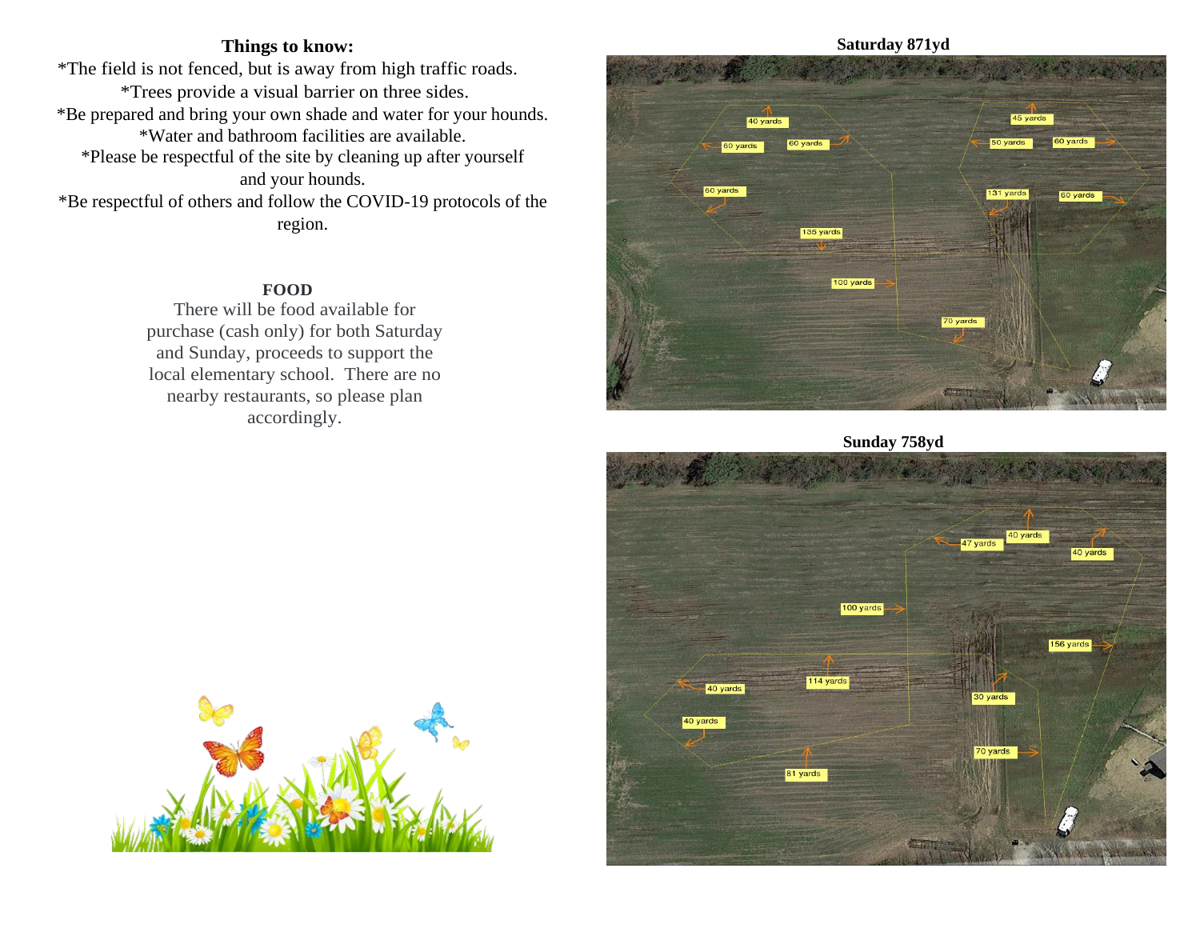## Things to know:

*The field is not fenced, but is away from high traffic roads.
*Trees provide a visual barrier on three sides.
*Be prepared and bring your own shade and water for your hounds.
*Water and bathroom facilities are available.
*Please be respectful of the site by cleaning up after yourself and your hounds.
*Be respectful of others and follow the COVID-19 protocols of the region.

### FOOD

There will be food available for purchase (cash only) for both Saturday and Sunday, proceeds to support the local elementary school. There are no nearby restaurants, so please plan accordingly.

**Saturday 871yd**

**Sunday 758yd**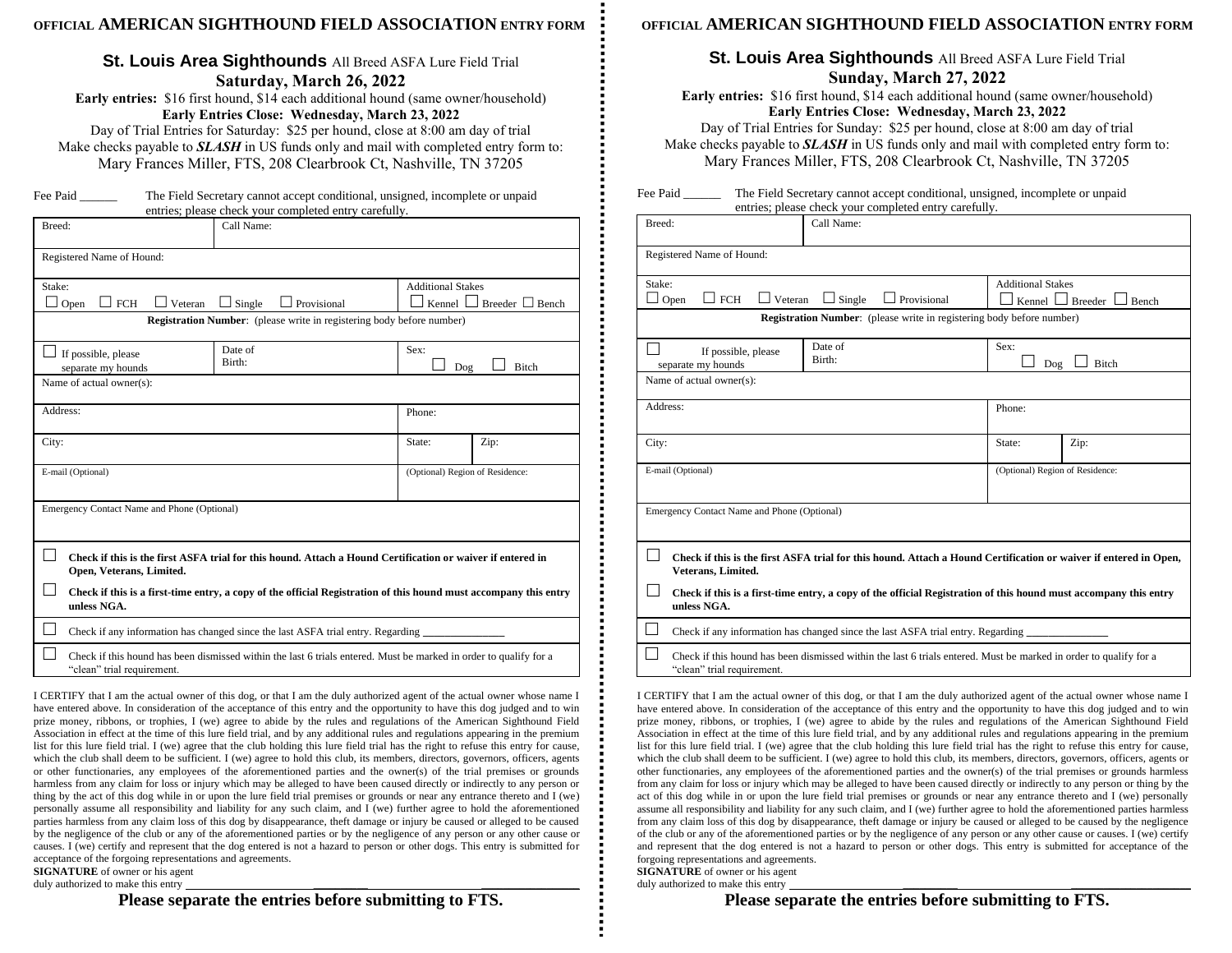# OFFICIAL AMERICAN SIGHTHOUND FIELD ASSOCIATION ENTRY FORM

## St. Louis Area Sighthounds All Breed ASFA Lure Field Trial

**Saturday, March 26, 2022**

**Early entries:** $16 first hound, $14 each additional hound (same owner/household)

**Early Entries Close: Wednesday, March 23, 2022**

Day of Trial Entries for Saturday: $25 per hound, close at 8:00 am day of trial

Make checks payable to ***SLASH*** in US funds only and mail with completed entry form to:

Mary Frances Miller, FTS, 208 Clearbrook Ct, Nashville, TN 37205

Fee Paid ______ The Field Secretary cannot accept conditional, unsigned, incomplete or unpaid entries; please check your completed entry carefully.

| Breed: | Call Name: | | |
|---|---|---|---|
| Registered Name of Hound: | | | |
| Stake: ☐ Open ☐ FCH ☐ Veteran ☐ Single ☐ Provisional | | Additional Stakes ☐ Kennel ☐ Breeder ☐ Bench | |
| **Registration Number**: (please write in registering body before number) | | | |
| ☐ If possible, please separate my hounds | Date of Birth: | Sex: ☐ Dog ☐ Bitch | |
| Name of actual owner(s): | | | |
| Address: | | Phone: | |
| City: | | State: | Zip: |
| E-mail (Optional) | | (Optional) Region of Residence: | |
| Emergency Contact Name and Phone (Optional) | | | |

☐ **Check if this is the first ASFA trial for this hound. Attach a Hound Certification or waiver if entered in Open, Veterans, Limited.**

☐ **Check if this is a first-time entry, a copy of the official Registration of this hound must accompany this entry unless NGA.**

☐ Check if any information has changed since the last ASFA trial entry. Regarding ______________

☐ Check if this hound has been dismissed within the last 6 trials entered. Must be marked in order to qualify for a "clean" trial requirement.

I CERTIFY that I am the actual owner of this dog, or that I am the duly authorized agent of the actual owner whose name I have entered above. In consideration of the acceptance of this entry and the opportunity to have this dog judged and to win prize money, ribbons, or trophies, I (we) agree to abide by the rules and regulations of the American Sighthound Field Association in effect at the time of this lure field trial, and by any additional rules and regulations appearing in the premium list for this lure field trial. I (we) agree that the club holding this lure field trial has the right to refuse this entry for cause, which the club shall deem to be sufficient. I (we) agree to hold this club, its members, directors, governors, officers, agents or other functionaries, any employees of the aforementioned parties and the owner(s) of the trial premises or grounds harmless from any claim for loss or injury which may be alleged to have been caused directly or indirectly to any person or thing by the act of this dog while in or upon the lure field trial premises or grounds or near any entrance thereto and I (we) personally assume all responsibility and liability for any such claim, and I (we) further agree to hold the aforementioned parties harmless from any claim loss of this dog by disappearance, theft damage or injury be caused or alleged to be caused by the negligence of the club or any of the aforementioned parties or by the negligence of any person or any other cause or causes. I (we) certify and represent that the dog entered is not a hazard to person or other dogs. This entry is submitted for acceptance of the forgoing representations and agreements.

**SIGNATURE** of owner or his agent duly authorized to make this entry ______________________________

**Please separate the entries before submitting to FTS.**

---

# OFFICIAL AMERICAN SIGHTHOUND FIELD ASSOCIATION ENTRY FORM

## St. Louis Area Sighthounds All Breed ASFA Lure Field Trial

**Sunday, March 27, 2022**

**Early entries:** $16 first hound, $14 each additional hound (same owner/household)

**Early Entries Close: Wednesday, March 23, 2022**

Day of Trial Entries for Sunday: $25 per hound, close at 8:00 am day of trial

Make checks payable to ***SLASH*** in US funds only and mail with completed entry form to:

Mary Frances Miller, FTS, 208 Clearbrook Ct, Nashville, TN 37205

Fee Paid ______ The Field Secretary cannot accept conditional, unsigned, incomplete or unpaid entries; please check your completed entry carefully.

| Breed: | Call Name: | | |
|---|---|---|---|
| Registered Name of Hound: | | | |
| Stake: ☐ Open ☐ FCH ☐ Veteran ☐ Single ☐ Provisional | | Additional Stakes ☐ Kennel ☐ Breeder ☐ Bench | |
| **Registration Number**: (please write in registering body before number) | | | |
| ☐ If possible, please separate my hounds | Date of Birth: | Sex: ☐ Dog ☐ Bitch | |
| Name of actual owner(s): | | | |
| Address: | | Phone: | |
| City: | | State: | Zip: |
| E-mail (Optional) | | (Optional) Region of Residence: | |
| Emergency Contact Name and Phone (Optional) | | | |

☐ **Check if this is the first ASFA trial for this hound. Attach a Hound Certification or waiver if entered in Open, Veterans, Limited.**

☐ **Check if this is a first-time entry, a copy of the official Registration of this hound must accompany this entry unless NGA.**

☐ Check if any information has changed since the last ASFA trial entry. Regarding ______________

☐ Check if this hound has been dismissed within the last 6 trials entered. Must be marked in order to qualify for a "clean" trial requirement.

I CERTIFY that I am the actual owner of this dog, or that I am the duly authorized agent of the actual owner whose name I have entered above. In consideration of the acceptance of this entry and the opportunity to have this dog judged and to win prize money, ribbons, or trophies, I (we) agree to abide by the rules and regulations of the American Sighthound Field Association in effect at the time of this lure field trial, and by any additional rules and regulations appearing in the premium list for this lure field trial. I (we) agree that the club holding this lure field trial has the right to refuse this entry for cause, which the club shall deem to be sufficient. I (we) agree to hold this club, its members, directors, governors, officers, agents or other functionaries, any employees of the aforementioned parties and the owner(s) of the trial premises or grounds harmless from any claim for loss or injury which may be alleged to have been caused directly or indirectly to any person or thing by the act of this dog while in or upon the lure field trial premises or grounds or near any entrance thereto and I (we) personally assume all responsibility and liability for any such claim, and I (we) further agree to hold the aforementioned parties harmless from any claim loss of this dog by disappearance, theft damage or injury be caused or alleged to be caused by the negligence of the club or any of the aforementioned parties or by the negligence of any person or any other cause or causes. I (we) certify and represent that the dog entered is not a hazard to person or other dogs. This entry is submitted for acceptance of the forgoing representations and agreements.

**SIGNATURE** of owner or his agent duly authorized to make this entry ______________________________

**Please separate the entries before submitting to FTS.**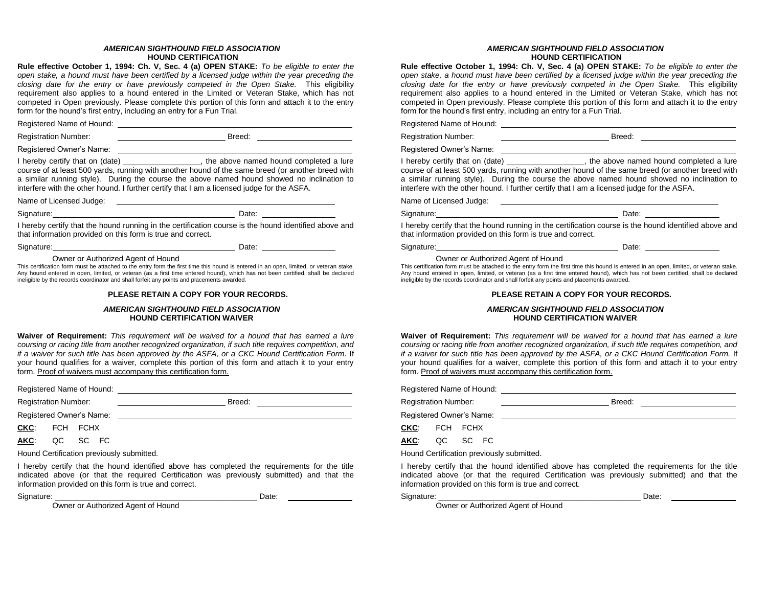### *AMERICAN SIGHTHOUND FIELD ASSOCIATION*
### HOUND CERTIFICATION

**Rule effective October 1, 1994: Ch. V, Sec. 4 (a) OPEN STAKE:** *To be eligible to enter the open stake, a hound must have been certified by a licensed judge within the year preceding the closing date for the entry or have previously competed in the Open Stake.* This eligibility requirement also applies to a hound entered in the Limited or Veteran Stake, which has not competed in Open previously. Please complete this portion of this form and attach it to the entry form for the hound's first entry, including an entry for a Fun Trial.

Registered Name of Hound: ______________________________

Registration Number: ______________________ Breed: ______________________

Registered Owner's Name: ______________________________

I hereby certify that on (date) _________________, the above named hound completed a lure course of at least 500 yards, running with another hound of the same breed (or another breed with a similar running style). During the course the above named hound showed no inclination to interfere with the other hound. I further certify that I am a licensed judge for the ASFA.

Name of Licensed Judge: ______________________________

Signature: ______________________________ Date: ________________

I hereby certify that the hound running in the certification course is the hound identified above and that information provided on this form is true and correct.

Signature: ______________________________ Date: ________________

Owner or Authorized Agent of Hound

This certification form must be attached to the entry form the first time this hound is entered in an open, limited, or veteran stake. Any hound entered in open, limited, or veteran (as a first time entered hound), which has not been certified, shall be declared ineligible by the records coordinator and shall forfeit any points and placements awarded.

**PLEASE RETAIN A COPY FOR YOUR RECORDS.**

### *AMERICAN SIGHTHOUND FIELD ASSOCIATION*
### HOUND CERTIFICATION WAIVER

**Waiver of Requirement:** *This requirement will be waived for a hound that has earned a lure coursing or racing title from another recognized organization, if such title requires competition, and if a waiver for such title has been approved by the ASFA, or a CKC Hound Certification Form.* If your hound qualifies for a waiver, complete this portion of this form and attach it to your entry form. Proof of waivers must accompany this certification form.

Registered Name of Hound: ______________________________

Registration Number: ______________________ Breed: ______________________

Registered Owner's Name: ______________________________

**CKC**: FCH FCHX

**AKC**: QC SC FC

Hound Certification previously submitted.

I hereby certify that the hound identified above has completed the requirements for the title indicated above (or that the required Certification was previously submitted) and that the information provided on this form is true and correct.

Signature: ______________________________ Date: ________________

Owner or Authorized Agent of Hound

### *AMERICAN SIGHTHOUND FIELD ASSOCIATION*
### HOUND CERTIFICATION

**Rule effective October 1, 1994: Ch. V, Sec. 4 (a) OPEN STAKE:** *To be eligible to enter the open stake, a hound must have been certified by a licensed judge within the year preceding the closing date for the entry or have previously competed in the Open Stake.* This eligibility requirement also applies to a hound entered in the Limited or Veteran Stake, which has not competed in Open previously. Please complete this portion of this form and attach it to the entry form for the hound's first entry, including an entry for a Fun Trial.

Registered Name of Hound: ______________________________

Registration Number: ______________________ Breed: ______________________

Registered Owner's Name: ______________________________

I hereby certify that on (date) _________________, the above named hound completed a lure course of at least 500 yards, running with another hound of the same breed (or another breed with a similar running style). During the course the above named hound showed no inclination to interfere with the other hound. I further certify that I am a licensed judge for the ASFA.

Name of Licensed Judge: ______________________________

Signature: ______________________________ Date: ________________

I hereby certify that the hound running in the certification course is the hound identified above and that information provided on this form is true and correct.

Signature: ______________________________ Date: ________________

Owner or Authorized Agent of Hound

This certification form must be attached to the entry form the first time this hound is entered in an open, limited, or veteran stake. Any hound entered in open, limited, or veteran (as a first time entered hound), which has not been certified, shall be declared ineligible by the records coordinator and shall forfeit any points and placements awarded.

**PLEASE RETAIN A COPY FOR YOUR RECORDS.**

### *AMERICAN SIGHTHOUND FIELD ASSOCIATION*
### HOUND CERTIFICATION WAIVER

**Waiver of Requirement:** *This requirement will be waived for a hound that has earned a lure coursing or racing title from another recognized organization, if such title requires competition, and if a waiver for such title has been approved by the ASFA, or a CKC Hound Certification Form.* If your hound qualifies for a waiver, complete this portion of this form and attach it to your entry form. Proof of waivers must accompany this certification form.

Registered Name of Hound: ______________________________

Registration Number: ______________________ Breed: ______________________

Registered Owner's Name: ______________________________

**CKC**: FCH FCHX

**AKC**: QC SC FC

Hound Certification previously submitted.

I hereby certify that the hound identified above has completed the requirements for the title indicated above (or that the required Certification was previously submitted) and that the information provided on this form is true and correct.

Signature: ______________________________ Date: ________________

Owner or Authorized Agent of Hound